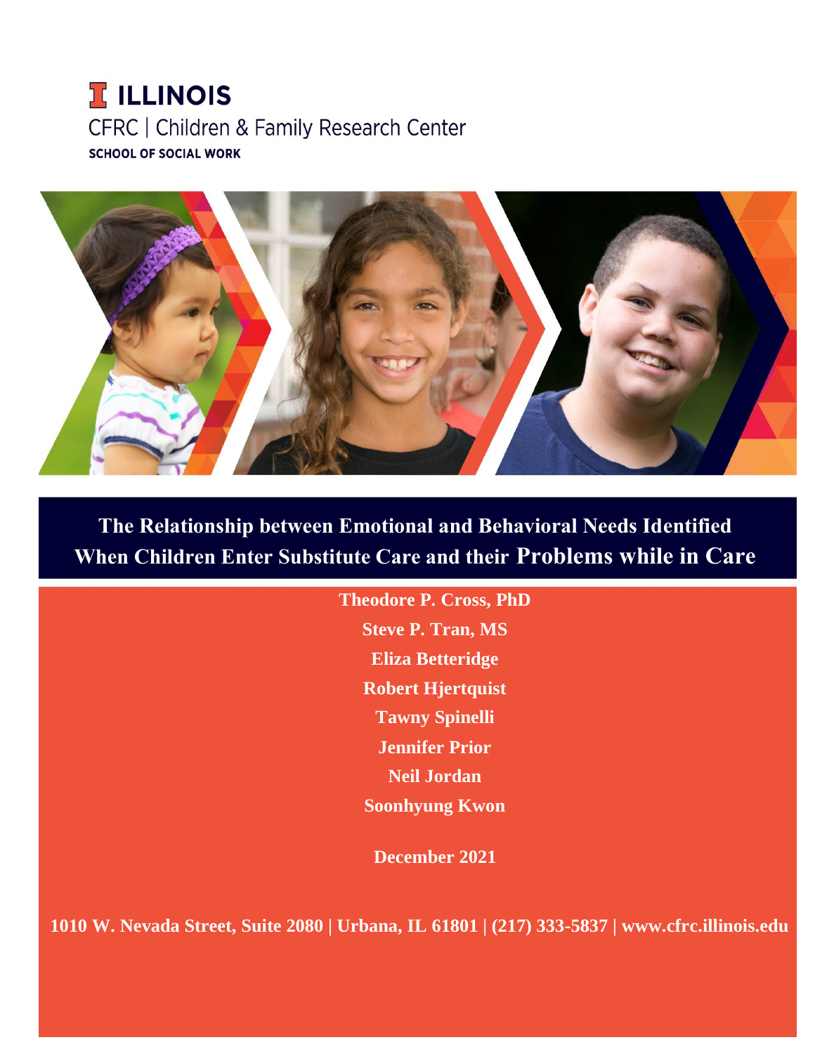ILLINOIS

CFRC | Children & Family Research Center

SCHOOL OF SOCIAL WORK

# The Relationship between Emotional and Behavioral Needs Identified When Children Enter Substitute Care and their Problems while in Care

**Theodore P. Cross, PhD**

**Steve P. Tran, MS**

**Eliza Betteridge**

**Robert Hjertquist**

**Tawny Spinelli**

**Jennifer Prior**

**Neil Jordan**

**Soonhyung Kwon**

**December 2021**

**1010 W. Nevada Street, Suite 2080 | Urbana, IL 61801 | (217) 333-5837 | www.cfrc.illinois.edu**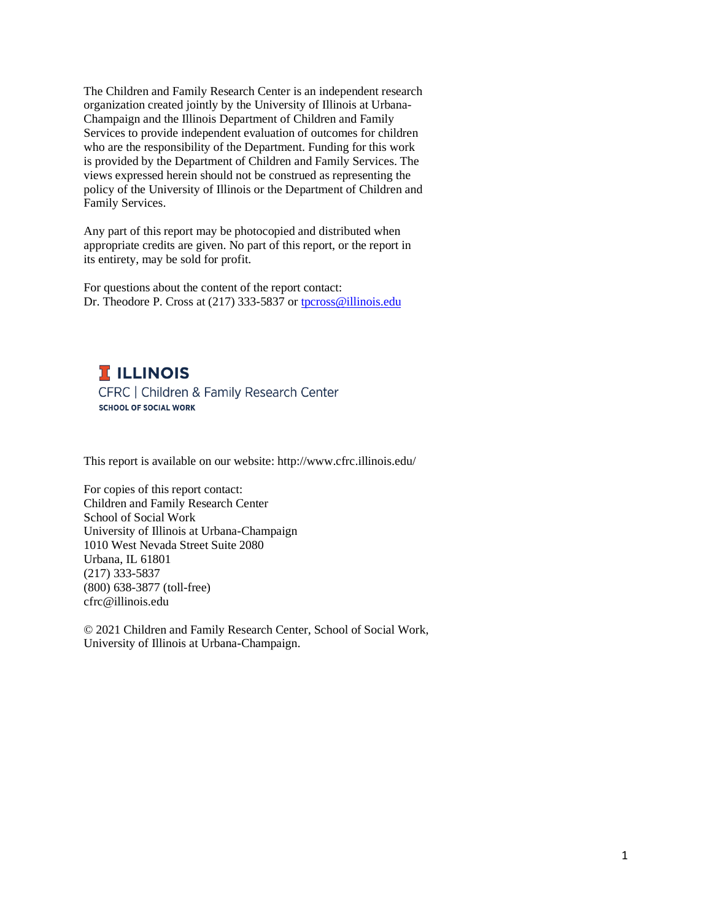The Children and Family Research Center is an independent research organization created jointly by the University of Illinois at Urbana-Champaign and the Illinois Department of Children and Family Services to provide independent evaluation of outcomes for children who are the responsibility of the Department. Funding for this work is provided by the Department of Children and Family Services. The views expressed herein should not be construed as representing the policy of the University of Illinois or the Department of Children and Family Services.

Any part of this report may be photocopied and distributed when appropriate credits are given. No part of this report, or the report in its entirety, may be sold for profit.

For questions about the content of the report contact:
Dr. Theodore P. Cross at (217) 333-5837 or tpcross@illinois.edu

ILLINOIS
CFRC | Children & Family Research Center
SCHOOL OF SOCIAL WORK

This report is available on our website: http://www.cfrc.illinois.edu/

For copies of this report contact:
Children and Family Research Center
School of Social Work
University of Illinois at Urbana-Champaign
1010 West Nevada Street Suite 2080
Urbana, IL 61801
(217) 333-5837
(800) 638-3877 (toll-free)
cfrc@illinois.edu

© 2021 Children and Family Research Center, School of Social Work, University of Illinois at Urbana-Champaign.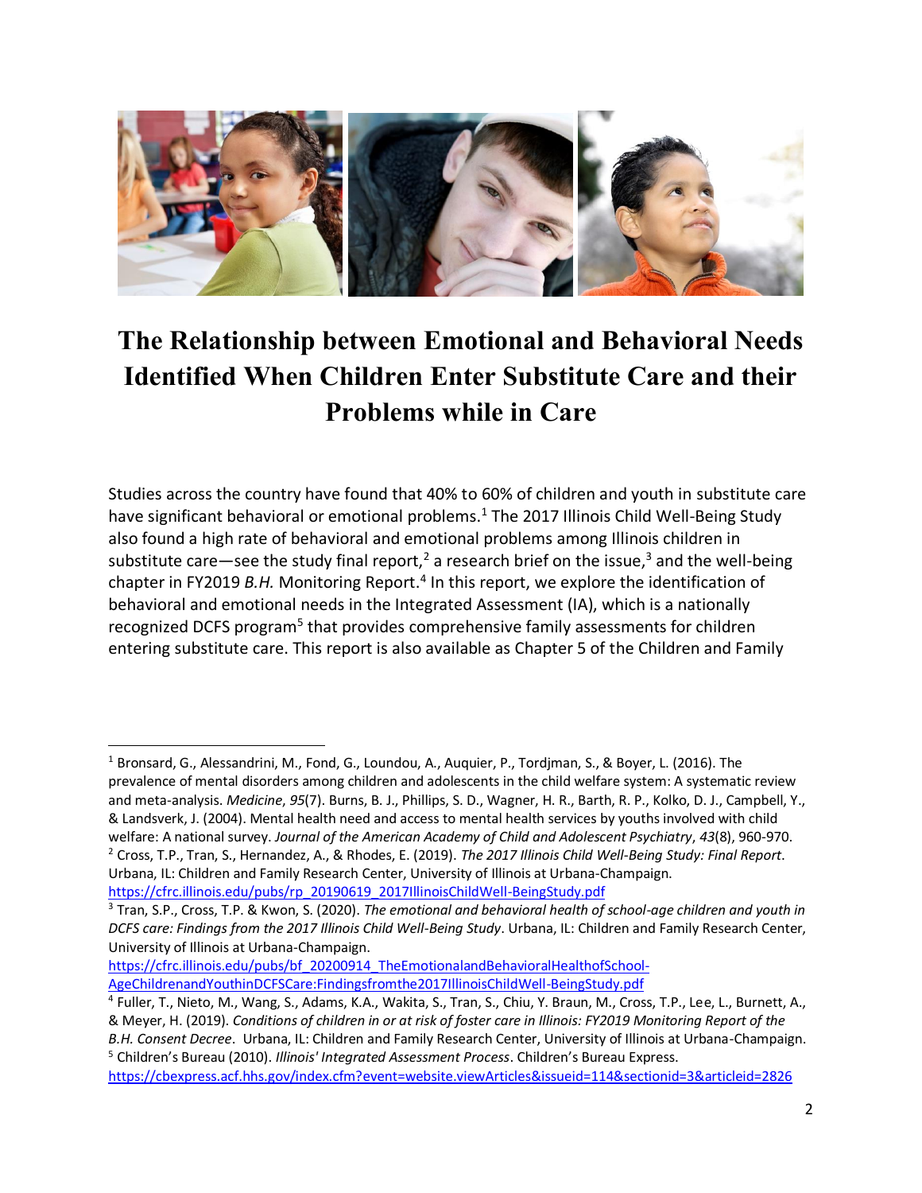# The Relationship between Emotional and Behavioral Needs Identified When Children Enter Substitute Care and their Problems while in Care

Studies across the country have found that 40% to 60% of children and youth in substitute care have significant behavioral or emotional problems.[1] The 2017 Illinois Child Well-Being Study also found a high rate of behavioral and emotional problems among Illinois children in substitute care—see the study final report,[2] a research brief on the issue,[3] and the well-being chapter in FY2019 *B.H.* Monitoring Report.[4] In this report, we explore the identification of behavioral and emotional needs in the Integrated Assessment (IA), which is a nationally recognized DCFS program[5] that provides comprehensive family assessments for children entering substitute care. This report is also available as Chapter 5 of the Children and Family

---

[1] Bronsard, G., Alessandrini, M., Fond, G., Loundou, A., Auquier, P., Tordjman, S., & Boyer, L. (2016). The prevalence of mental disorders among children and adolescents in the child welfare system: A systematic review and meta-analysis. *Medicine*, *95*(7). Burns, B. J., Phillips, S. D., Wagner, H. R., Barth, R. P., Kolko, D. J., Campbell, Y., & Landsverk, J. (2004). Mental health need and access to mental health services by youths involved with child welfare: A national survey. *Journal of the American Academy of Child and Adolescent Psychiatry*, *43*(8), 960-970.

[2] Cross, T.P., Tran, S., Hernandez, A., & Rhodes, E. (2019). *The 2017 Illinois Child Well-Being Study: Final Report*. Urbana, IL: Children and Family Research Center, University of Illinois at Urbana-Champaign. https://cfrc.illinois.edu/pubs/rp_20190619_2017IllinoisChildWell-BeingStudy.pdf

[3] Tran, S.P., Cross, T.P. & Kwon, S. (2020). *The emotional and behavioral health of school-age children and youth in DCFS care: Findings from the 2017 Illinois Child Well-Being Study*. Urbana, IL: Children and Family Research Center, University of Illinois at Urbana-Champaign. https://cfrc.illinois.edu/pubs/bf_20200914_TheEmotionalandBehavioralHealthofSchool-AgeChildrenandYouthinDCFSCare:Findingsfromthe2017IllinoisChildWell-BeingStudy.pdf

[4] Fuller, T., Nieto, M., Wang, S., Adams, K.A., Wakita, S., Tran, S., Chiu, Y. Braun, M., Cross, T.P., Lee, L., Burnett, A., & Meyer, H. (2019). *Conditions of children in or at risk of foster care in Illinois: FY2019 Monitoring Report of the B.H. Consent Decree*. Urbana, IL: Children and Family Research Center, University of Illinois at Urbana-Champaign.

[5] Children's Bureau (2010). *Illinois' Integrated Assessment Process*. Children's Bureau Express. https://cbexpress.acf.hhs.gov/index.cfm?event=website.viewArticles&issueid=114&sectionid=3&articleid=2826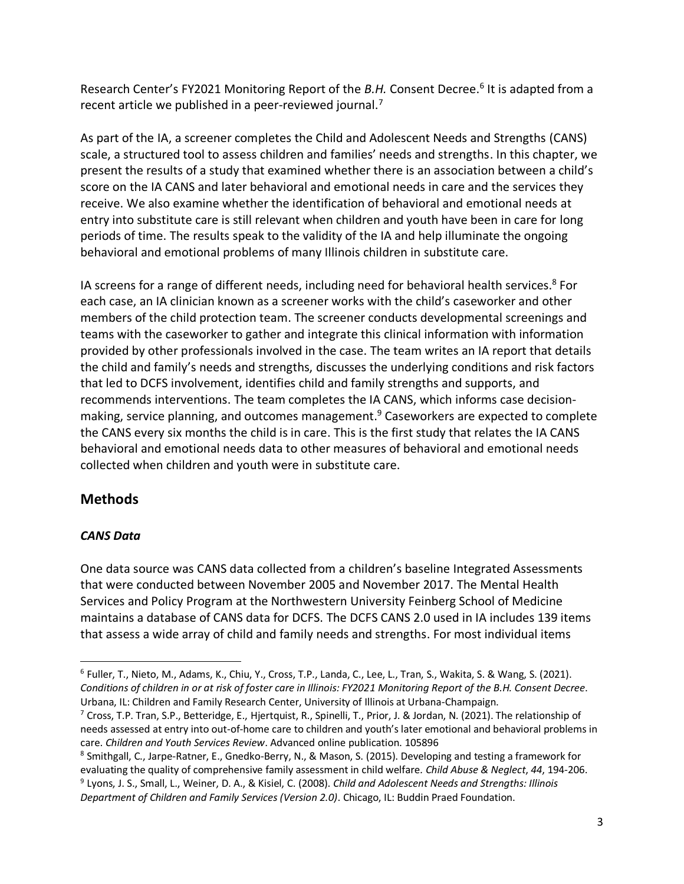Research Center's FY2021 Monitoring Report of the *B.H.* Consent Decree.[6] It is adapted from a recent article we published in a peer-reviewed journal.[7]

As part of the IA, a screener completes the Child and Adolescent Needs and Strengths (CANS) scale, a structured tool to assess children and families' needs and strengths. In this chapter, we present the results of a study that examined whether there is an association between a child's score on the IA CANS and later behavioral and emotional needs in care and the services they receive. We also examine whether the identification of behavioral and emotional needs at entry into substitute care is still relevant when children and youth have been in care for long periods of time. The results speak to the validity of the IA and help illuminate the ongoing behavioral and emotional problems of many Illinois children in substitute care.

IA screens for a range of different needs, including need for behavioral health services.[8] For each case, an IA clinician known as a screener works with the child's caseworker and other members of the child protection team. The screener conducts developmental screenings and teams with the caseworker to gather and integrate this clinical information with information provided by other professionals involved in the case. The team writes an IA report that details the child and family's needs and strengths, discusses the underlying conditions and risk factors that led to DCFS involvement, identifies child and family strengths and supports, and recommends interventions. The team completes the IA CANS, which informs case decision-making, service planning, and outcomes management.[9] Caseworkers are expected to complete the CANS every six months the child is in care. This is the first study that relates the IA CANS behavioral and emotional needs data to other measures of behavioral and emotional needs collected when children and youth were in substitute care.

## Methods

### *CANS Data*

One data source was CANS data collected from a children's baseline Integrated Assessments that were conducted between November 2005 and November 2017. The Mental Health Services and Policy Program at the Northwestern University Feinberg School of Medicine maintains a database of CANS data for DCFS. The DCFS CANS 2.0 used in IA includes 139 items that assess a wide array of child and family needs and strengths. For most individual items

---

[6] Fuller, T., Nieto, M., Adams, K., Chiu, Y., Cross, T.P., Landa, C., Lee, L., Tran, S., Wakita, S. & Wang, S. (2021). *Conditions of children in or at risk of foster care in Illinois: FY2021 Monitoring Report of the B.H. Consent Decree*. Urbana, IL: Children and Family Research Center, University of Illinois at Urbana-Champaign.

[7] Cross, T.P. Tran, S.P., Betteridge, E., Hjertquist, R., Spinelli, T., Prior, J. & Jordan, N. (2021). The relationship of needs assessed at entry into out-of-home care to children and youth's later emotional and behavioral problems in care. *Children and Youth Services Review*. Advanced online publication. 105896

[8] Smithgall, C., Jarpe-Ratner, E., Gnedko-Berry, N., & Mason, S. (2015). Developing and testing a framework for evaluating the quality of comprehensive family assessment in child welfare. *Child Abuse & Neglect*, *44*, 194-206.

[9] Lyons, J. S., Small, L., Weiner, D. A., & Kisiel, C. (2008). *Child and Adolescent Needs and Strengths: Illinois Department of Children and Family Services (Version 2.0)*. Chicago, IL: Buddin Praed Foundation.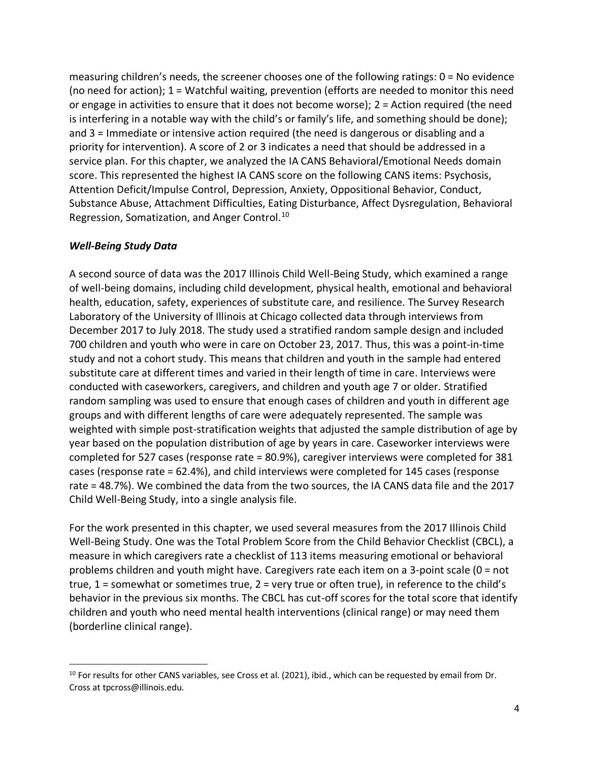measuring children's needs, the screener chooses one of the following ratings: 0 = No evidence (no need for action); 1 = Watchful waiting, prevention (efforts are needed to monitor this need or engage in activities to ensure that it does not become worse); 2 = Action required (the need is interfering in a notable way with the child's or family's life, and something should be done); and 3 = Immediate or intensive action required (the need is dangerous or disabling and a priority for intervention). A score of 2 or 3 indicates a need that should be addressed in a service plan. For this chapter, we analyzed the IA CANS Behavioral/Emotional Needs domain score. This represented the highest IA CANS score on the following CANS items: Psychosis, Attention Deficit/Impulse Control, Depression, Anxiety, Oppositional Behavior, Conduct, Substance Abuse, Attachment Difficulties, Eating Disturbance, Affect Dysregulation, Behavioral Regression, Somatization, and Anger Control.[10]

### *Well-Being Study Data*

A second source of data was the 2017 Illinois Child Well-Being Study, which examined a range of well-being domains, including child development, physical health, emotional and behavioral health, education, safety, experiences of substitute care, and resilience. The Survey Research Laboratory of the University of Illinois at Chicago collected data through interviews from December 2017 to July 2018. The study used a stratified random sample design and included 700 children and youth who were in care on October 23, 2017. Thus, this was a point-in-time study and not a cohort study. This means that children and youth in the sample had entered substitute care at different times and varied in their length of time in care. Interviews were conducted with caseworkers, caregivers, and children and youth age 7 or older. Stratified random sampling was used to ensure that enough cases of children and youth in different age groups and with different lengths of care were adequately represented. The sample was weighted with simple post-stratification weights that adjusted the sample distribution of age by year based on the population distribution of age by years in care. Caseworker interviews were completed for 527 cases (response rate = 80.9%), caregiver interviews were completed for 381 cases (response rate = 62.4%), and child interviews were completed for 145 cases (response rate = 48.7%). We combined the data from the two sources, the IA CANS data file and the 2017 Child Well-Being Study, into a single analysis file.

For the work presented in this chapter, we used several measures from the 2017 Illinois Child Well-Being Study. One was the Total Problem Score from the Child Behavior Checklist (CBCL), a measure in which caregivers rate a checklist of 113 items measuring emotional or behavioral problems children and youth might have. Caregivers rate each item on a 3-point scale (0 = not true, 1 = somewhat or sometimes true, 2 = very true or often true), in reference to the child's behavior in the previous six months. The CBCL has cut-off scores for the total score that identify children and youth who need mental health interventions (clinical range) or may need them (borderline clinical range).

---

[10] For results for other CANS variables, see Cross et al. (2021), ibid., which can be requested by email from Dr. Cross at tpcross@illinois.edu.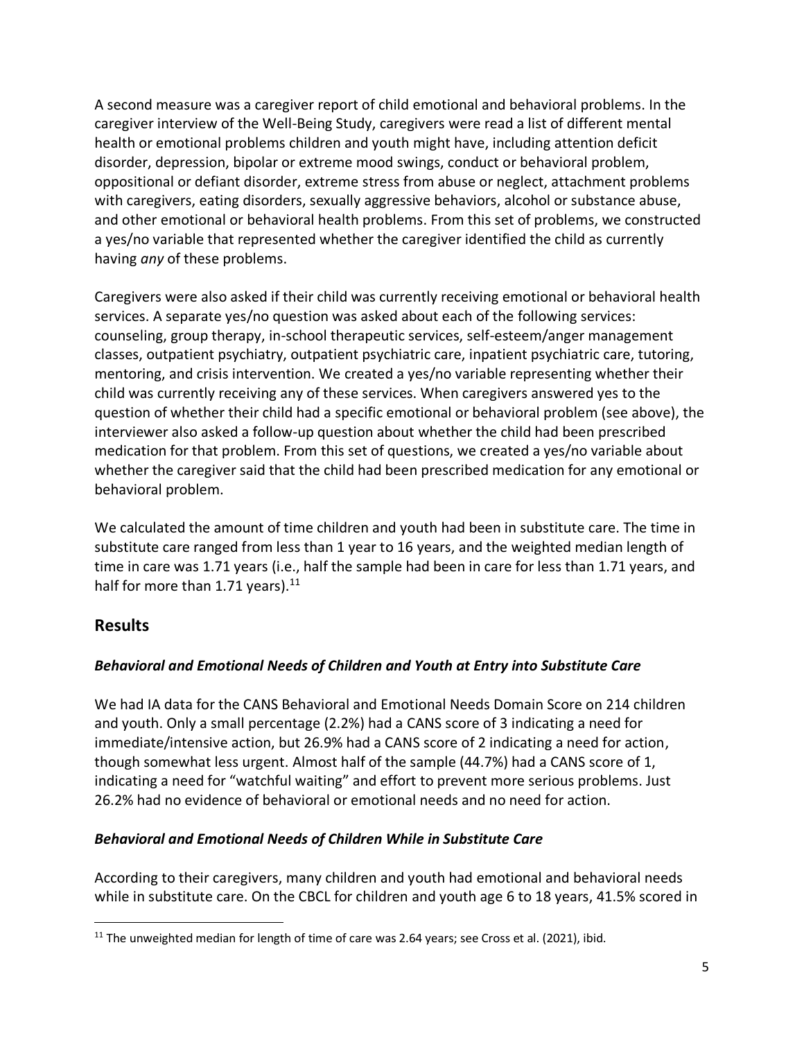A second measure was a caregiver report of child emotional and behavioral problems. In the caregiver interview of the Well-Being Study, caregivers were read a list of different mental health or emotional problems children and youth might have, including attention deficit disorder, depression, bipolar or extreme mood swings, conduct or behavioral problem, oppositional or defiant disorder, extreme stress from abuse or neglect, attachment problems with caregivers, eating disorders, sexually aggressive behaviors, alcohol or substance abuse, and other emotional or behavioral health problems. From this set of problems, we constructed a yes/no variable that represented whether the caregiver identified the child as currently having *any* of these problems.

Caregivers were also asked if their child was currently receiving emotional or behavioral health services. A separate yes/no question was asked about each of the following services: counseling, group therapy, in-school therapeutic services, self-esteem/anger management classes, outpatient psychiatry, outpatient psychiatric care, inpatient psychiatric care, tutoring, mentoring, and crisis intervention. We created a yes/no variable representing whether their child was currently receiving any of these services. When caregivers answered yes to the question of whether their child had a specific emotional or behavioral problem (see above), the interviewer also asked a follow-up question about whether the child had been prescribed medication for that problem. From this set of questions, we created a yes/no variable about whether the caregiver said that the child had been prescribed medication for any emotional or behavioral problem.

We calculated the amount of time children and youth had been in substitute care. The time in substitute care ranged from less than 1 year to 16 years, and the weighted median length of time in care was 1.71 years (i.e., half the sample had been in care for less than 1.71 years, and half for more than 1.71 years).[11]

## Results

### *Behavioral and Emotional Needs of Children and Youth at Entry into Substitute Care*

We had IA data for the CANS Behavioral and Emotional Needs Domain Score on 214 children and youth. Only a small percentage (2.2%) had a CANS score of 3 indicating a need for immediate/intensive action, but 26.9% had a CANS score of 2 indicating a need for action, though somewhat less urgent. Almost half of the sample (44.7%) had a CANS score of 1, indicating a need for "watchful waiting" and effort to prevent more serious problems. Just 26.2% had no evidence of behavioral or emotional needs and no need for action.

### *Behavioral and Emotional Needs of Children While in Substitute Care*

According to their caregivers, many children and youth had emotional and behavioral needs while in substitute care. On the CBCL for children and youth age 6 to 18 years, 41.5% scored in

[11] The unweighted median for length of time of care was 2.64 years; see Cross et al. (2021), ibid.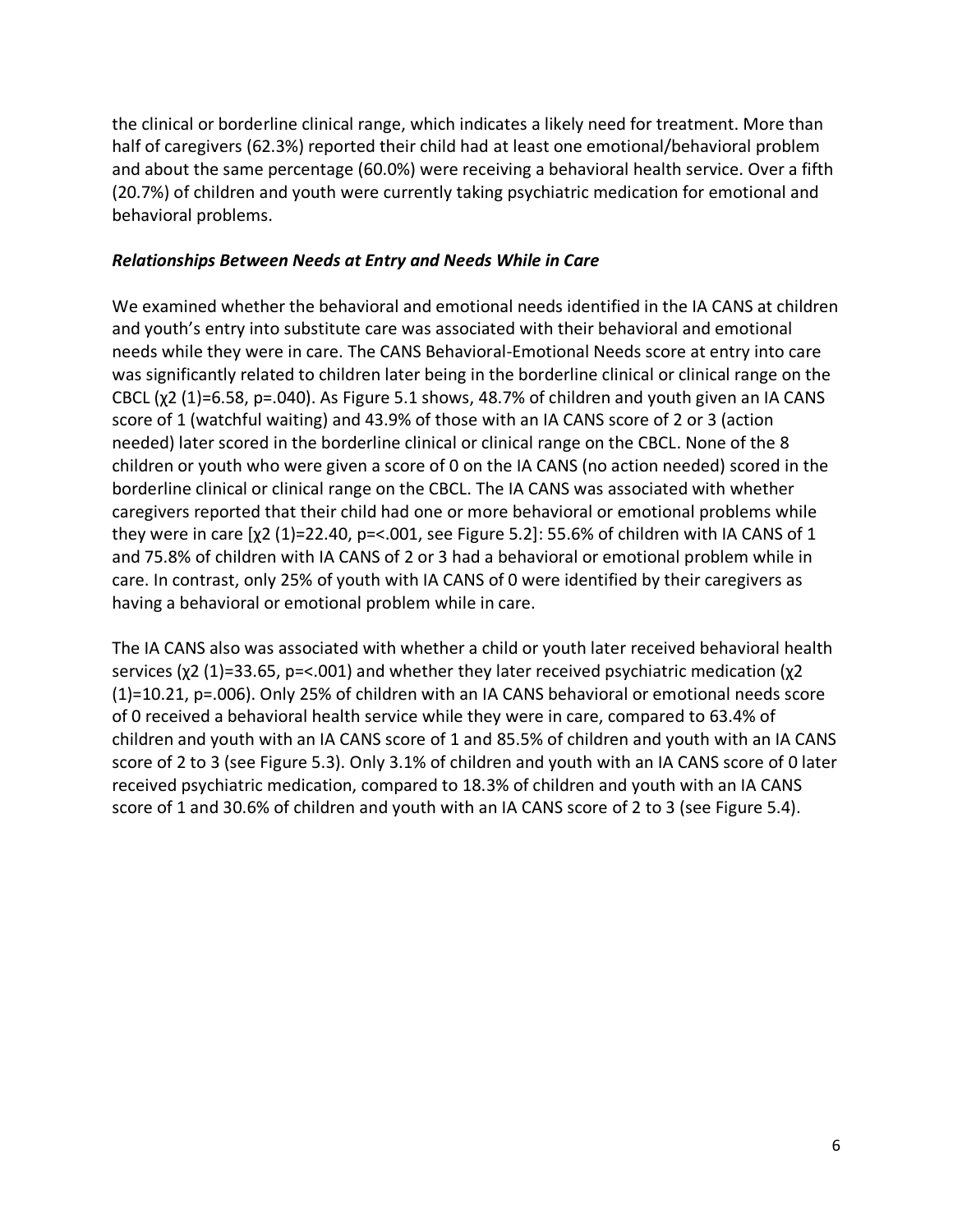the clinical or borderline clinical range, which indicates a likely need for treatment. More than half of caregivers (62.3%) reported their child had at least one emotional/behavioral problem and about the same percentage (60.0%) were receiving a behavioral health service. Over a fifth (20.7%) of children and youth were currently taking psychiatric medication for emotional and behavioral problems.

### *Relationships Between Needs at Entry and Needs While in Care*

We examined whether the behavioral and emotional needs identified in the IA CANS at children and youth's entry into substitute care was associated with their behavioral and emotional needs while they were in care. The CANS Behavioral-Emotional Needs score at entry into care was significantly related to children later being in the borderline clinical or clinical range on the CBCL ($\chi^2(1)=6.58$, $p=.040$). As Figure 5.1 shows, 48.7% of children and youth given an IA CANS score of 1 (watchful waiting) and 43.9% of those with an IA CANS score of 2 or 3 (action needed) later scored in the borderline clinical or clinical range on the CBCL. None of the 8 children or youth who were given a score of 0 on the IA CANS (no action needed) scored in the borderline clinical or clinical range on the CBCL. The IA CANS was associated with whether caregivers reported that their child had one or more behavioral or emotional problems while they were in care [$\chi^2(1)=22.40$, $p=<.001$, see Figure 5.2]: 55.6% of children with IA CANS of 1 and 75.8% of children with IA CANS of 2 or 3 had a behavioral or emotional problem while in care. In contrast, only 25% of youth with IA CANS of 0 were identified by their caregivers as having a behavioral or emotional problem while in care.

The IA CANS also was associated with whether a child or youth later received behavioral health services ($\chi^2(1)=33.65$, $p=<.001$) and whether they later received psychiatric medication ($\chi^2(1)=10.21$, $p=.006$). Only 25% of children with an IA CANS behavioral or emotional needs score of 0 received a behavioral health service while they were in care, compared to 63.4% of children and youth with an IA CANS score of 1 and 85.5% of children and youth with an IA CANS score of 2 to 3 (see Figure 5.3). Only 3.1% of children and youth with an IA CANS score of 0 later received psychiatric medication, compared to 18.3% of children and youth with an IA CANS score of 1 and 30.6% of children and youth with an IA CANS score of 2 to 3 (see Figure 5.4).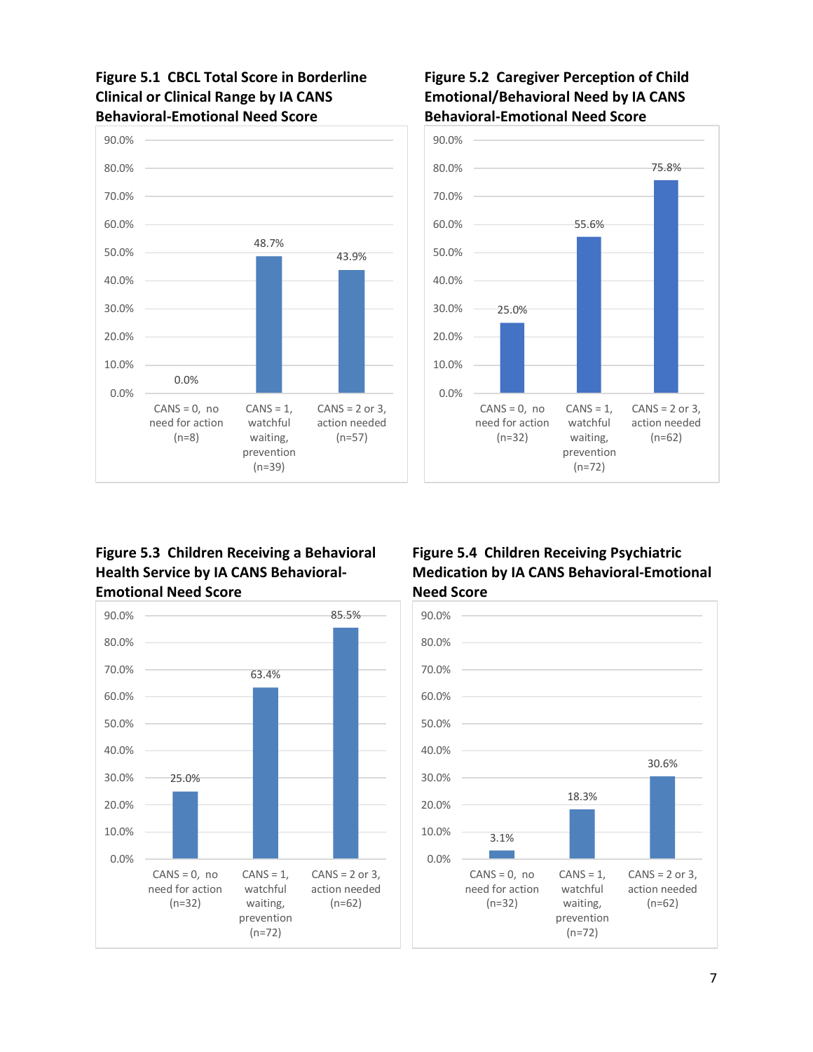**Figure 5.1 CBCL Total Score in Borderline Clinical or Clinical Range by IA CANS Behavioral-Emotional Need Score**

| CANS Score | Percent |
|---|---|
| CANS = 0, no need for action (n=8) | 0.0% |
| CANS = 1, watchful waiting, prevention (n=39) | 48.7% |
| CANS = 2 or 3, action needed (n=57) | 43.9% |

**Figure 5.2 Caregiver Perception of Child Emotional/Behavioral Need by IA CANS Behavioral-Emotional Need Score**

| CANS Score | Percent |
|---|---|
| CANS = 0, no need for action (n=32) | 25.0% |
| CANS = 1, watchful waiting, prevention (n=72) | 55.6% |
| CANS = 2 or 3, action needed (n=62) | 75.8% |

**Figure 5.3 Children Receiving a Behavioral Health Service by IA CANS Behavioral-Emotional Need Score**

| CANS Score | Percent |
|---|---|
| CANS = 0, no need for action (n=32) | 25.0% |
| CANS = 1, watchful waiting, prevention (n=72) | 63.4% |
| CANS = 2 or 3, action needed (n=62) | 85.5% |

**Figure 5.4 Children Receiving Psychiatric Medication by IA CANS Behavioral-Emotional Need Score**

| CANS Score | Percent |
|---|---|
| CANS = 0, no need for action (n=32) | 3.1% |
| CANS = 1, watchful waiting, prevention (n=72) | 18.3% |
| CANS = 2 or 3, action needed (n=62) | 30.6% |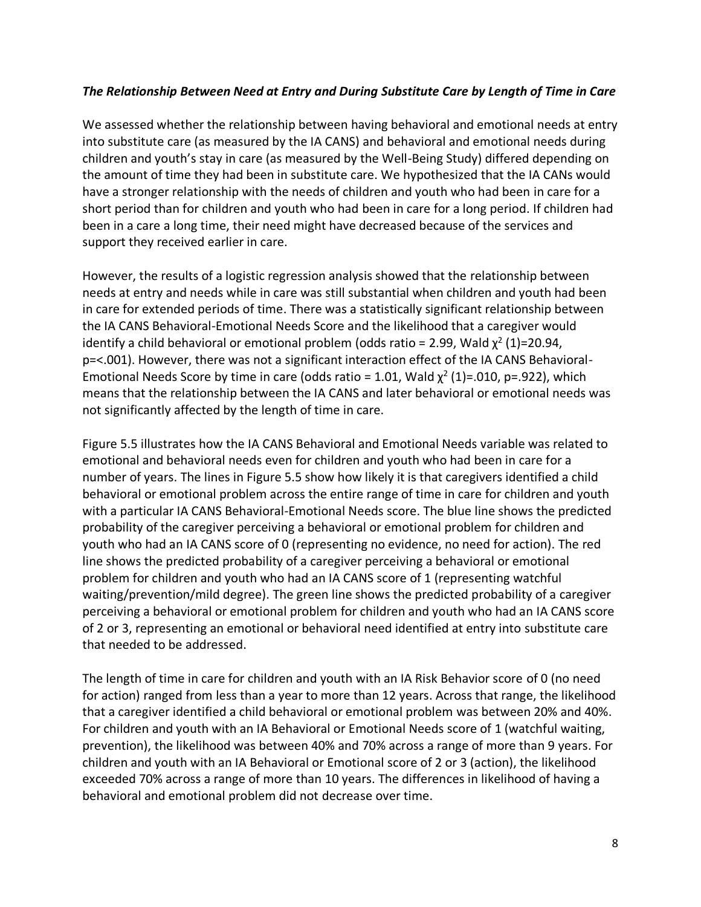### *The Relationship Between Need at Entry and During Substitute Care by Length of Time in Care*

We assessed whether the relationship between having behavioral and emotional needs at entry into substitute care (as measured by the IA CANS) and behavioral and emotional needs during children and youth's stay in care (as measured by the Well-Being Study) differed depending on the amount of time they had been in substitute care. We hypothesized that the IA CANs would have a stronger relationship with the needs of children and youth who had been in care for a short period than for children and youth who had been in care for a long period. If children had been in a care a long time, their need might have decreased because of the services and support they received earlier in care.

However, the results of a logistic regression analysis showed that the relationship between needs at entry and needs while in care was still substantial when children and youth had been in care for extended periods of time. There was a statistically significant relationship between the IA CANS Behavioral-Emotional Needs Score and the likelihood that a caregiver would identify a child behavioral or emotional problem (odds ratio = 2.99, Wald $\chi^2$ (1)=20.94, p=<.001). However, there was not a significant interaction effect of the IA CANS Behavioral-Emotional Needs Score by time in care (odds ratio = 1.01, Wald $\chi^2$ (1)=.010, p=.922), which means that the relationship between the IA CANS and later behavioral or emotional needs was not significantly affected by the length of time in care.

Figure 5.5 illustrates how the IA CANS Behavioral and Emotional Needs variable was related to emotional and behavioral needs even for children and youth who had been in care for a number of years. The lines in Figure 5.5 show how likely it is that caregivers identified a child behavioral or emotional problem across the entire range of time in care for children and youth with a particular IA CANS Behavioral-Emotional Needs score. The blue line shows the predicted probability of the caregiver perceiving a behavioral or emotional problem for children and youth who had an IA CANS score of 0 (representing no evidence, no need for action). The red line shows the predicted probability of a caregiver perceiving a behavioral or emotional problem for children and youth who had an IA CANS score of 1 (representing watchful waiting/prevention/mild degree). The green line shows the predicted probability of a caregiver perceiving a behavioral or emotional problem for children and youth who had an IA CANS score of 2 or 3, representing an emotional or behavioral need identified at entry into substitute care that needed to be addressed.

The length of time in care for children and youth with an IA Risk Behavior score of 0 (no need for action) ranged from less than a year to more than 12 years. Across that range, the likelihood that a caregiver identified a child behavioral or emotional problem was between 20% and 40%. For children and youth with an IA Behavioral or Emotional Needs score of 1 (watchful waiting, prevention), the likelihood was between 40% and 70% across a range of more than 9 years. For children and youth with an IA Behavioral or Emotional score of 2 or 3 (action), the likelihood exceeded 70% across a range of more than 10 years. The differences in likelihood of having a behavioral and emotional problem did not decrease over time.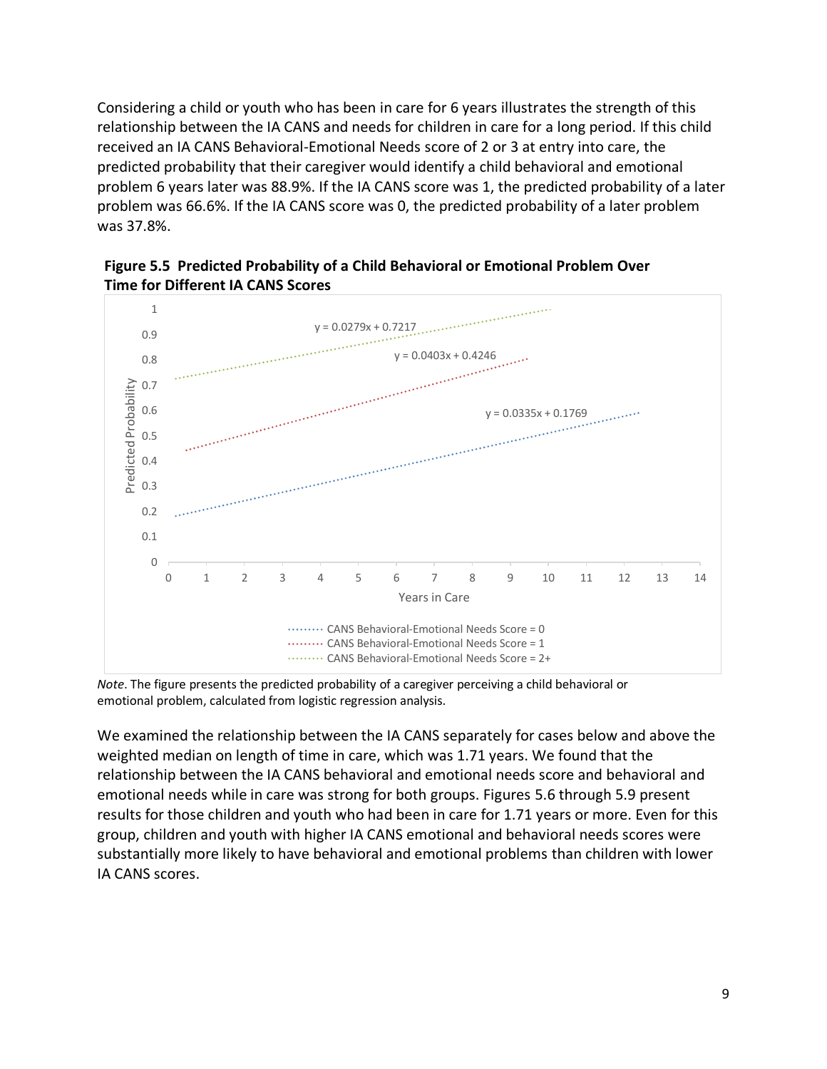Considering a child or youth who has been in care for 6 years illustrates the strength of this relationship between the IA CANS and needs for children in care for a long period. If this child received an IA CANS Behavioral-Emotional Needs score of 2 or 3 at entry into care, the predicted probability that their caregiver would identify a child behavioral and emotional problem 6 years later was 88.9%. If the IA CANS score was 1, the predicted probability of a later problem was 66.6%. If the IA CANS score was 0, the predicted probability of a later problem was 37.8%.

**Figure 5.5 Predicted Probability of a Child Behavioral or Emotional Problem Over Time for Different IA CANS Scores**

*Note*. The figure presents the predicted probability of a caregiver perceiving a child behavioral or emotional problem, calculated from logistic regression analysis.

We examined the relationship between the IA CANS separately for cases below and above the weighted median on length of time in care, which was 1.71 years. We found that the relationship between the IA CANS behavioral and emotional needs score and behavioral and emotional needs while in care was strong for both groups. Figures 5.6 through 5.9 present results for those children and youth who had been in care for 1.71 years or more. Even for this group, children and youth with higher IA CANS emotional and behavioral needs scores were substantially more likely to have behavioral and emotional problems than children with lower IA CANS scores.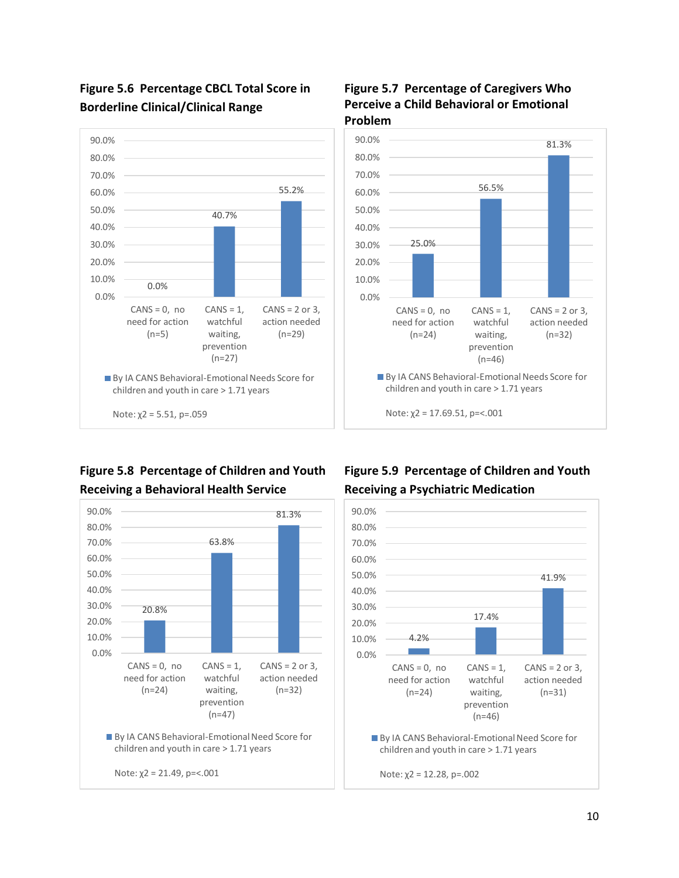### Figure 5.6 Percentage CBCL Total Score in Borderline Clinical/Clinical Range

| CANS Score | Percentage |
|---|---|
| CANS = 0, no need for action (n=5) | 0.0% |
| CANS = 1, watchful waiting, prevention (n=27) | 40.7% |
| CANS = 2 or 3, action needed (n=29) | 55.2% |

By IA CANS Behavioral-Emotional Needs Score for children and youth in care > 1.71 years

Note: $\chi 2 = 5.51$, $p=.059$

### Figure 5.7 Percentage of Caregivers Who Perceive a Child Behavioral or Emotional Problem

| CANS Score | Percentage |
|---|---|
| CANS = 0, no need for action (n=24) | 25.0% |
| CANS = 1, watchful waiting, prevention (n=46) | 56.5% |
| CANS = 2 or 3, action needed (n=32) | 81.3% |

By IA CANS Behavioral-Emotional Needs Score for children and youth in care > 1.71 years

Note: $\chi 2 = 17.69.51$, $p=<.001$

### Figure 5.8 Percentage of Children and Youth Receiving a Behavioral Health Service

| CANS Score | Percentage |
|---|---|
| CANS = 0, no need for action (n=24) | 20.8% |
| CANS = 1, watchful waiting, prevention (n=47) | 63.8% |
| CANS = 2 or 3, action needed (n=32) | 81.3% |

By IA CANS Behavioral-Emotional Need Score for children and youth in care > 1.71 years

Note: $\chi 2 = 21.49$, $p=<.001$

### Figure 5.9 Percentage of Children and Youth Receiving a Psychiatric Medication

| CANS Score | Percentage |
|---|---|
| CANS = 0, no need for action (n=24) | 4.2% |
| CANS = 1, watchful waiting, prevention (n=46) | 17.4% |
| CANS = 2 or 3, action needed (n=31) | 41.9% |

By IA CANS Behavioral-Emotional Need Score for children and youth in care > 1.71 years

Note: $\chi 2 = 12.28$, $p=.002$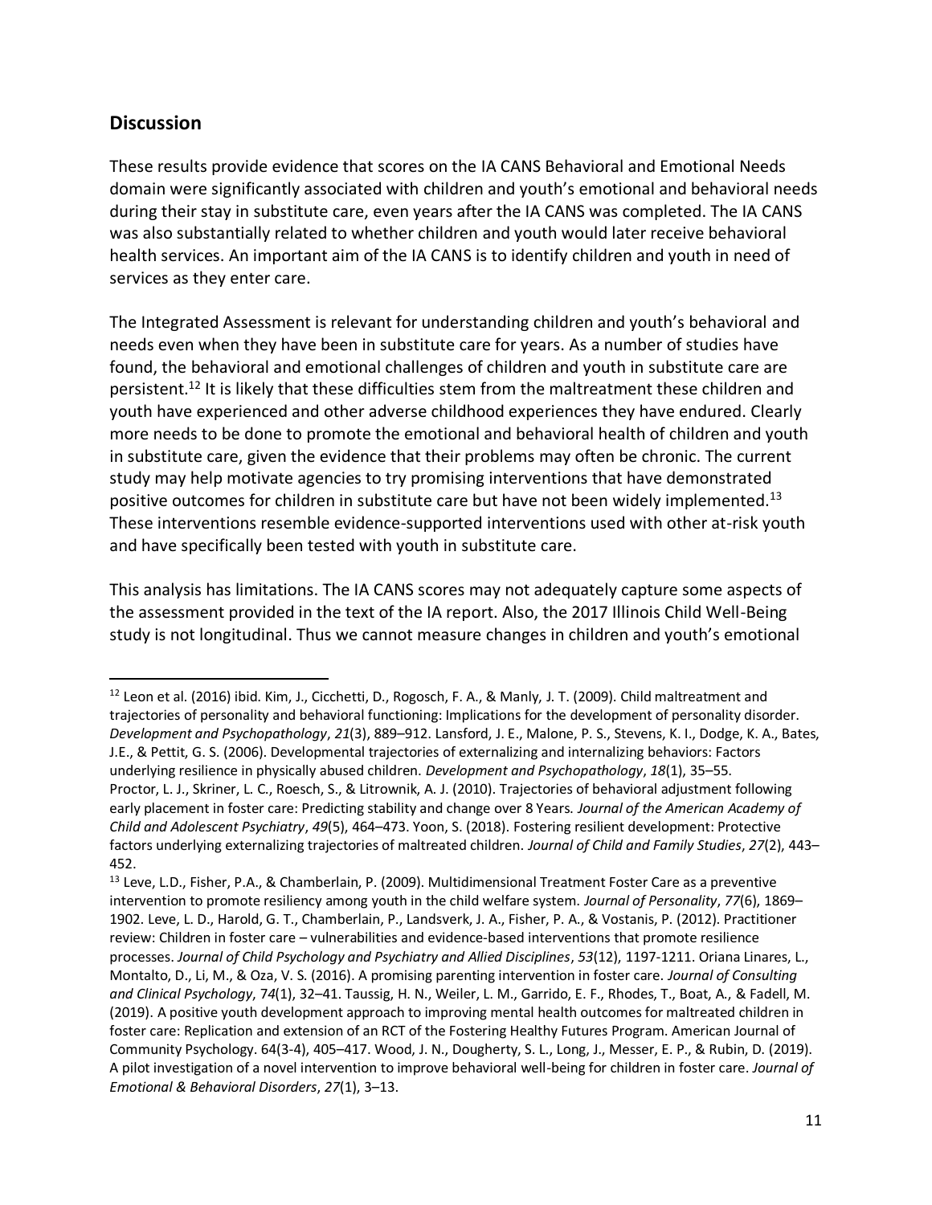## Discussion

These results provide evidence that scores on the IA CANS Behavioral and Emotional Needs domain were significantly associated with children and youth's emotional and behavioral needs during their stay in substitute care, even years after the IA CANS was completed. The IA CANS was also substantially related to whether children and youth would later receive behavioral health services. An important aim of the IA CANS is to identify children and youth in need of services as they enter care.

The Integrated Assessment is relevant for understanding children and youth's behavioral and needs even when they have been in substitute care for years. As a number of studies have found, the behavioral and emotional challenges of children and youth in substitute care are persistent.[12] It is likely that these difficulties stem from the maltreatment these children and youth have experienced and other adverse childhood experiences they have endured. Clearly more needs to be done to promote the emotional and behavioral health of children and youth in substitute care, given the evidence that their problems may often be chronic. The current study may help motivate agencies to try promising interventions that have demonstrated positive outcomes for children in substitute care but have not been widely implemented.[13] These interventions resemble evidence-supported interventions used with other at-risk youth and have specifically been tested with youth in substitute care.

This analysis has limitations. The IA CANS scores may not adequately capture some aspects of the assessment provided in the text of the IA report. Also, the 2017 Illinois Child Well-Being study is not longitudinal. Thus we cannot measure changes in children and youth's emotional

---

[12] Leon et al. (2016) ibid. Kim, J., Cicchetti, D., Rogosch, F. A., & Manly, J. T. (2009). Child maltreatment and trajectories of personality and behavioral functioning: Implications for the development of personality disorder. *Development and Psychopathology*, *21*(3), 889–912. Lansford, J. E., Malone, P. S., Stevens, K. I., Dodge, K. A., Bates, J.E., & Pettit, G. S. (2006). Developmental trajectories of externalizing and internalizing behaviors: Factors underlying resilience in physically abused children. *Development and Psychopathology*, *18*(1), 35–55. Proctor, L. J., Skriner, L. C., Roesch, S., & Litrownik, A. J. (2010). Trajectories of behavioral adjustment following early placement in foster care: Predicting stability and change over 8 Years. *Journal of the American Academy of Child and Adolescent Psychiatry*, *49*(5), 464–473. Yoon, S. (2018). Fostering resilient development: Protective factors underlying externalizing trajectories of maltreated children. *Journal of Child and Family Studies*, *27*(2), 443–452.

[13] Leve, L.D., Fisher, P.A., & Chamberlain, P. (2009). Multidimensional Treatment Foster Care as a preventive intervention to promote resiliency among youth in the child welfare system. *Journal of Personality*, *77*(6), 1869–1902. Leve, L. D., Harold, G. T., Chamberlain, P., Landsverk, J. A., Fisher, P. A., & Vostanis, P. (2012). Practitioner review: Children in foster care – vulnerabilities and evidence-based interventions that promote resilience processes. *Journal of Child Psychology and Psychiatry and Allied Disciplines*, *53*(12), 1197-1211. Oriana Linares, L., Montalto, D., Li, M., & Oza, V. S. (2016). A promising parenting intervention in foster care. *Journal of Consulting and Clinical Psychology*, *74*(1), 32–41. Taussig, H. N., Weiler, L. M., Garrido, E. F., Rhodes, T., Boat, A., & Fadell, M. (2019). A positive youth development approach to improving mental health outcomes for maltreated children in foster care: Replication and extension of an RCT of the Fostering Healthy Futures Program. American Journal of Community Psychology. 64(3-4), 405–417. Wood, J. N., Dougherty, S. L., Long, J., Messer, E. P., & Rubin, D. (2019). A pilot investigation of a novel intervention to improve behavioral well-being for children in foster care. *Journal of Emotional & Behavioral Disorders*, *27*(1), 3–13.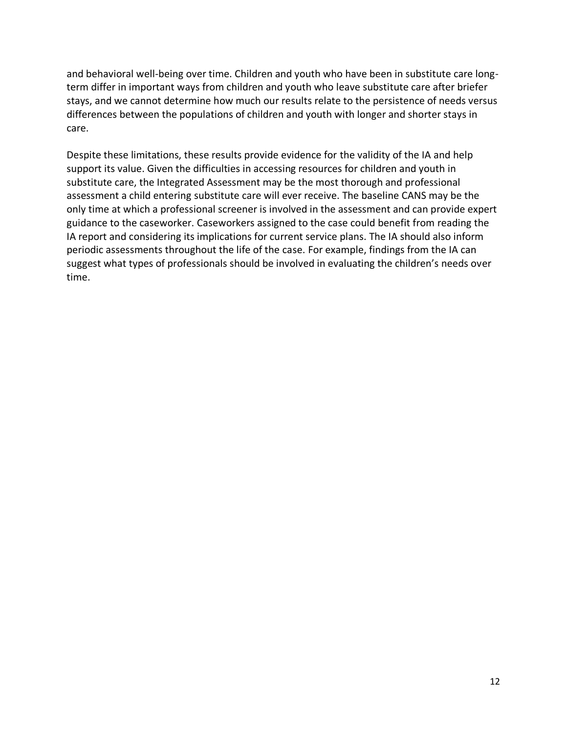and behavioral well-being over time. Children and youth who have been in substitute care long-term differ in important ways from children and youth who leave substitute care after briefer stays, and we cannot determine how much our results relate to the persistence of needs versus differences between the populations of children and youth with longer and shorter stays in care.

Despite these limitations, these results provide evidence for the validity of the IA and help support its value. Given the difficulties in accessing resources for children and youth in substitute care, the Integrated Assessment may be the most thorough and professional assessment a child entering substitute care will ever receive. The baseline CANS may be the only time at which a professional screener is involved in the assessment and can provide expert guidance to the caseworker. Caseworkers assigned to the case could benefit from reading the IA report and considering its implications for current service plans. The IA should also inform periodic assessments throughout the life of the case. For example, findings from the IA can suggest what types of professionals should be involved in evaluating the children's needs over time.